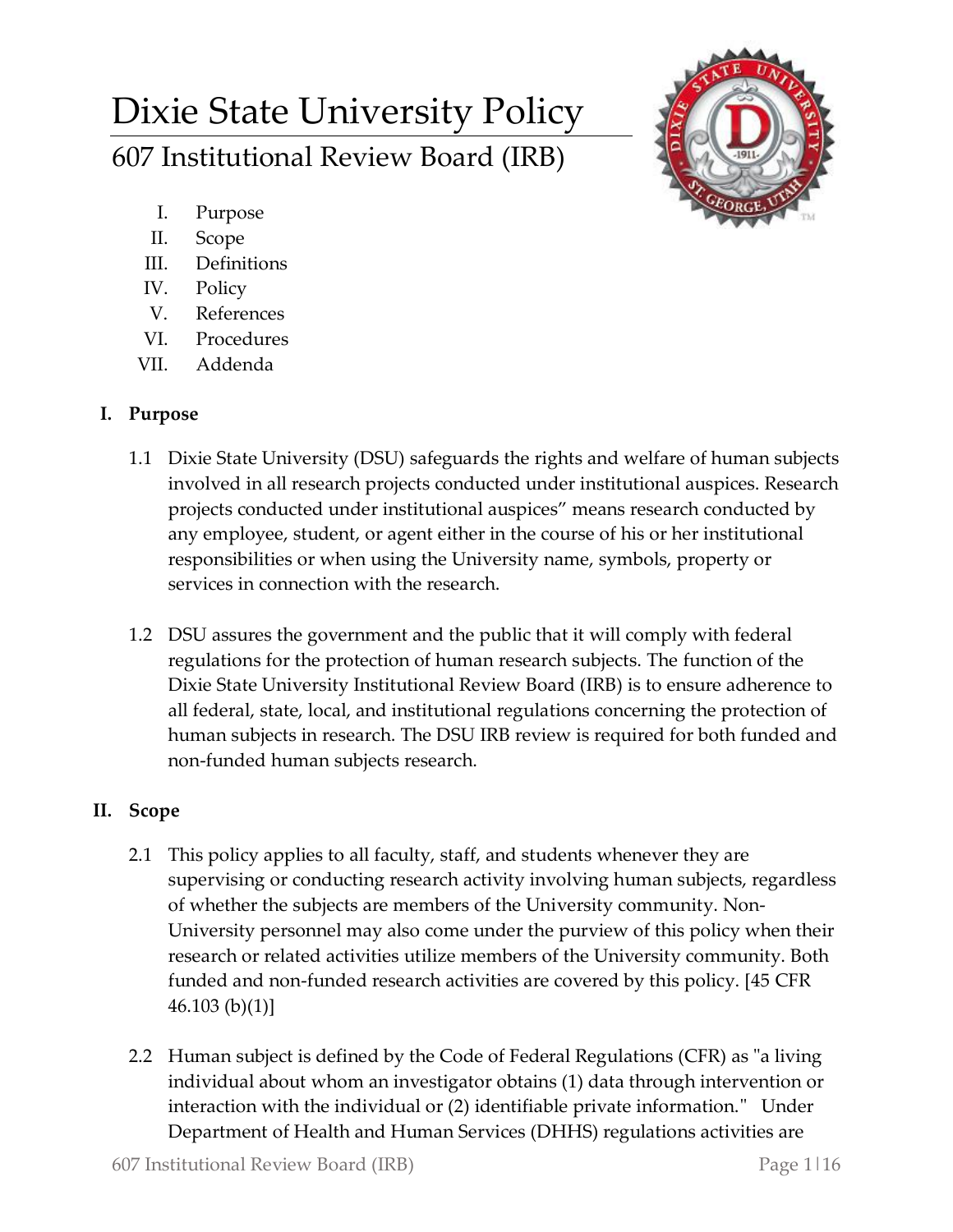# Dixie State University Policy

## 607 Institutional Review Board (IRB)

I. Purpose
II. Scope
III. Definitions
IV. Policy
V. References
VI. Procedures
VII. Addenda

### I. Purpose

1.1 Dixie State University (DSU) safeguards the rights and welfare of human subjects involved in all research projects conducted under institutional auspices. Research projects conducted under institutional auspices" means research conducted by any employee, student, or agent either in the course of his or her institutional responsibilities or when using the University name, symbols, property or services in connection with the research.

1.2 DSU assures the government and the public that it will comply with federal regulations for the protection of human research subjects. The function of the Dixie State University Institutional Review Board (IRB) is to ensure adherence to all federal, state, local, and institutional regulations concerning the protection of human subjects in research. The DSU IRB review is required for both funded and non-funded human subjects research.

### II. Scope

2.1 This policy applies to all faculty, staff, and students whenever they are supervising or conducting research activity involving human subjects, regardless of whether the subjects are members of the University community. Non-University personnel may also come under the purview of this policy when their research or related activities utilize members of the University community. Both funded and non-funded research activities are covered by this policy. [45 CFR 46.103 (b)(1)]

2.2 Human subject is defined by the Code of Federal Regulations (CFR) as "a living individual about whom an investigator obtains (1) data through intervention or interaction with the individual or (2) identifiable private information." Under Department of Health and Human Services (DHHS) regulations activities are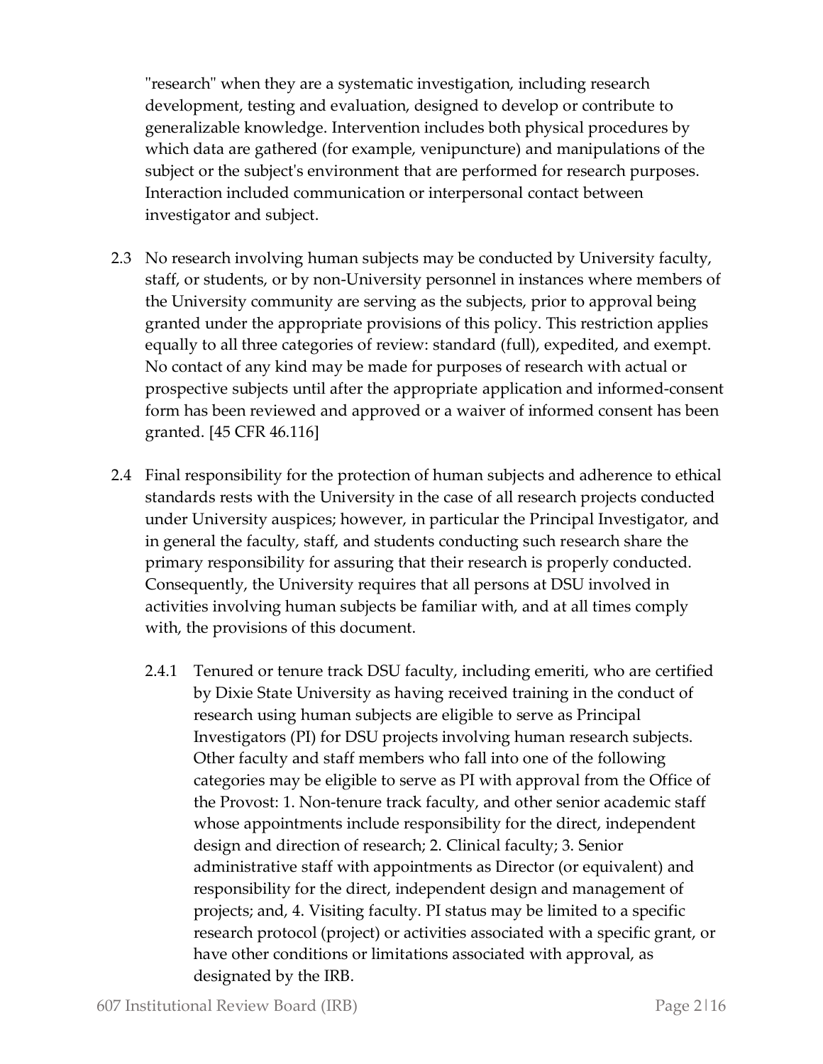"research" when they are a systematic investigation, including research development, testing and evaluation, designed to develop or contribute to generalizable knowledge. Intervention includes both physical procedures by which data are gathered (for example, venipuncture) and manipulations of the subject or the subject's environment that are performed for research purposes. Interaction included communication or interpersonal contact between investigator and subject.

2.3 No research involving human subjects may be conducted by University faculty, staff, or students, or by non-University personnel in instances where members of the University community are serving as the subjects, prior to approval being granted under the appropriate provisions of this policy. This restriction applies equally to all three categories of review: standard (full), expedited, and exempt. No contact of any kind may be made for purposes of research with actual or prospective subjects until after the appropriate application and informed-consent form has been reviewed and approved or a waiver of informed consent has been granted. [45 CFR 46.116]

2.4 Final responsibility for the protection of human subjects and adherence to ethical standards rests with the University in the case of all research projects conducted under University auspices; however, in particular the Principal Investigator, and in general the faculty, staff, and students conducting such research share the primary responsibility for assuring that their research is properly conducted. Consequently, the University requires that all persons at DSU involved in activities involving human subjects be familiar with, and at all times comply with, the provisions of this document.

2.4.1 Tenured or tenure track DSU faculty, including emeriti, who are certified by Dixie State University as having received training in the conduct of research using human subjects are eligible to serve as Principal Investigators (PI) for DSU projects involving human research subjects. Other faculty and staff members who fall into one of the following categories may be eligible to serve as PI with approval from the Office of the Provost: 1. Non-tenure track faculty, and other senior academic staff whose appointments include responsibility for the direct, independent design and direction of research; 2. Clinical faculty; 3. Senior administrative staff with appointments as Director (or equivalent) and responsibility for the direct, independent design and management of projects; and, 4. Visiting faculty. PI status may be limited to a specific research protocol (project) or activities associated with a specific grant, or have other conditions or limitations associated with approval, as designated by the IRB.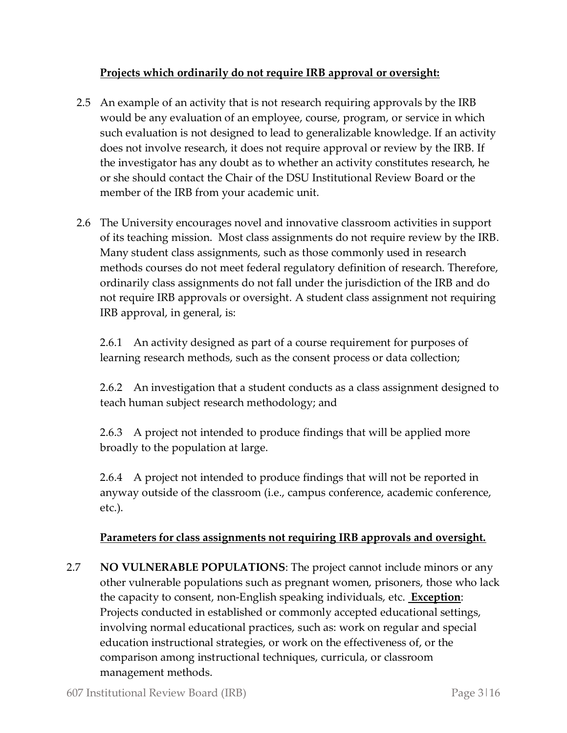**Projects which ordinarily do not require IRB approval or oversight:**

2.5 An example of an activity that is not research requiring approvals by the IRB would be any evaluation of an employee, course, program, or service in which such evaluation is not designed to lead to generalizable knowledge. If an activity does not involve research, it does not require approval or review by the IRB. If the investigator has any doubt as to whether an activity constitutes research, he or she should contact the Chair of the DSU Institutional Review Board or the member of the IRB from your academic unit.

2.6 The University encourages novel and innovative classroom activities in support of its teaching mission. Most class assignments do not require review by the IRB. Many student class assignments, such as those commonly used in research methods courses do not meet federal regulatory definition of research. Therefore, ordinarily class assignments do not fall under the jurisdiction of the IRB and do not require IRB approvals or oversight. A student class assignment not requiring IRB approval, in general, is:

2.6.1 An activity designed as part of a course requirement for purposes of learning research methods, such as the consent process or data collection;

2.6.2 An investigation that a student conducts as a class assignment designed to teach human subject research methodology; and

2.6.3 A project not intended to produce findings that will be applied more broadly to the population at large.

2.6.4 A project not intended to produce findings that will not be reported in anyway outside of the classroom (i.e., campus conference, academic conference, etc.).

**Parameters for class assignments not requiring IRB approvals and oversight.**

2.7 **NO VULNERABLE POPULATIONS**: The project cannot include minors or any other vulnerable populations such as pregnant women, prisoners, those who lack the capacity to consent, non-English speaking individuals, etc. **Exception**: Projects conducted in established or commonly accepted educational settings, involving normal educational practices, such as: work on regular and special education instructional strategies, or work on the effectiveness of, or the comparison among instructional techniques, curricula, or classroom management methods.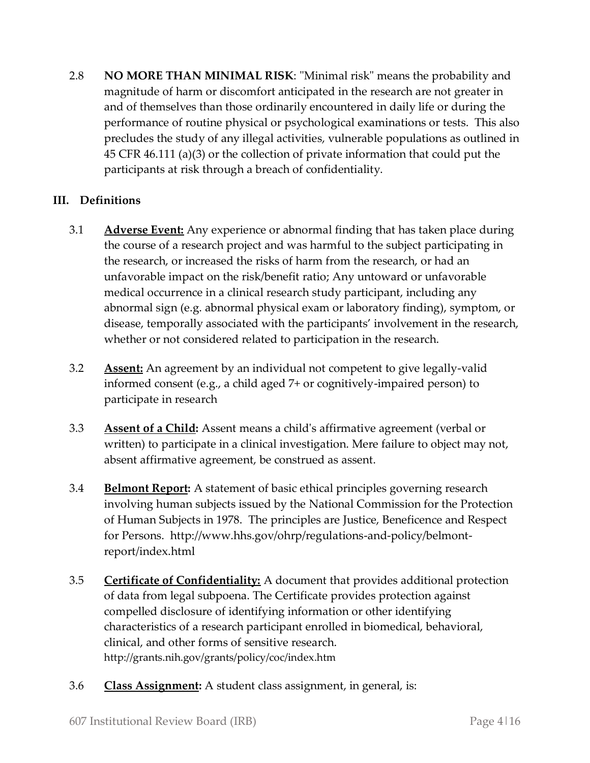2.8 **NO MORE THAN MINIMAL RISK**: "Minimal risk" means the probability and magnitude of harm or discomfort anticipated in the research are not greater in and of themselves than those ordinarily encountered in daily life or during the performance of routine physical or psychological examinations or tests. This also precludes the study of any illegal activities, vulnerable populations as outlined in 45 CFR 46.111 (a)(3) or the collection of private information that could put the participants at risk through a breach of confidentiality.

## III. Definitions

3.1 **Adverse Event:** Any experience or abnormal finding that has taken place during the course of a research project and was harmful to the subject participating in the research, or increased the risks of harm from the research, or had an unfavorable impact on the risk/benefit ratio; Any untoward or unfavorable medical occurrence in a clinical research study participant, including any abnormal sign (e.g. abnormal physical exam or laboratory finding), symptom, or disease, temporally associated with the participants' involvement in the research, whether or not considered related to participation in the research.

3.2 **Assent:** An agreement by an individual not competent to give legally-valid informed consent (e.g., a child aged 7+ or cognitively-impaired person) to participate in research

3.3 **Assent of a Child:** Assent means a child's affirmative agreement (verbal or written) to participate in a clinical investigation. Mere failure to object may not, absent affirmative agreement, be construed as assent.

3.4 **Belmont Report:** A statement of basic ethical principles governing research involving human subjects issued by the National Commission for the Protection of Human Subjects in 1978. The principles are Justice, Beneficence and Respect for Persons. http://www.hhs.gov/ohrp/regulations-and-policy/belmont-report/index.html

3.5 **Certificate of Confidentiality:** A document that provides additional protection of data from legal subpoena. The Certificate provides protection against compelled disclosure of identifying information or other identifying characteristics of a research participant enrolled in biomedical, behavioral, clinical, and other forms of sensitive research. http://grants.nih.gov/grants/policy/coc/index.htm

3.6 **Class Assignment:** A student class assignment, in general, is: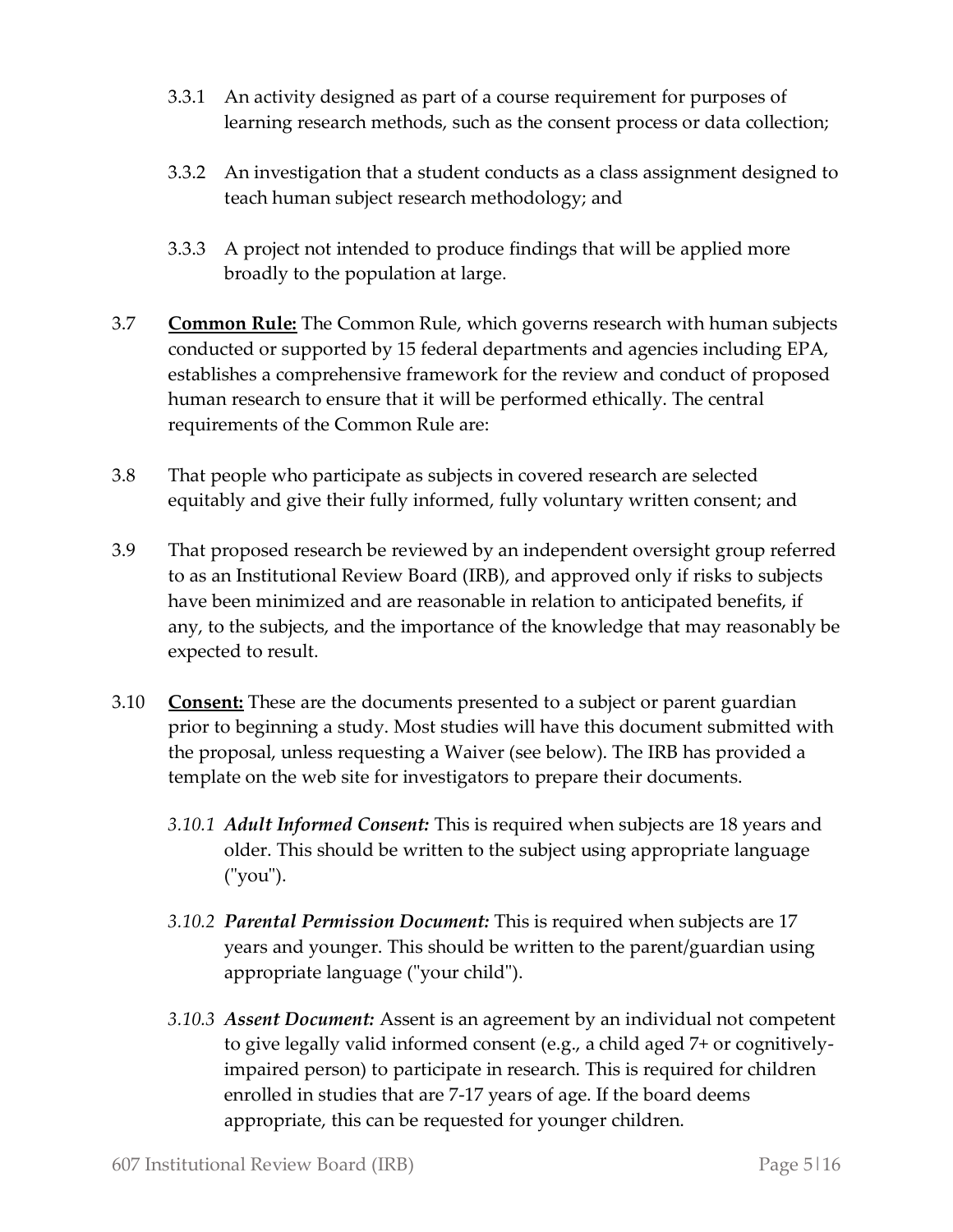3.3.1 An activity designed as part of a course requirement for purposes of learning research methods, such as the consent process or data collection;

3.3.2 An investigation that a student conducts as a class assignment designed to teach human subject research methodology; and

3.3.3 A project not intended to produce findings that will be applied more broadly to the population at large.

3.7 **Common Rule:** The Common Rule, which governs research with human subjects conducted or supported by 15 federal departments and agencies including EPA, establishes a comprehensive framework for the review and conduct of proposed human research to ensure that it will be performed ethically. The central requirements of the Common Rule are:

3.8 That people who participate as subjects in covered research are selected equitably and give their fully informed, fully voluntary written consent; and

3.9 That proposed research be reviewed by an independent oversight group referred to as an Institutional Review Board (IRB), and approved only if risks to subjects have been minimized and are reasonable in relation to anticipated benefits, if any, to the subjects, and the importance of the knowledge that may reasonably be expected to result.

3.10 **Consent:** These are the documents presented to a subject or parent guardian prior to beginning a study. Most studies will have this document submitted with the proposal, unless requesting a Waiver (see below). The IRB has provided a template on the web site for investigators to prepare their documents.

*3.10.1* ***Adult Informed Consent:*** This is required when subjects are 18 years and older. This should be written to the subject using appropriate language ("you").

*3.10.2* ***Parental Permission Document:*** This is required when subjects are 17 years and younger. This should be written to the parent/guardian using appropriate language ("your child").

*3.10.3* ***Assent Document:*** Assent is an agreement by an individual not competent to give legally valid informed consent (e.g., a child aged 7+ or cognitively-impaired person) to participate in research. This is required for children enrolled in studies that are 7-17 years of age. If the board deems appropriate, this can be requested for younger children.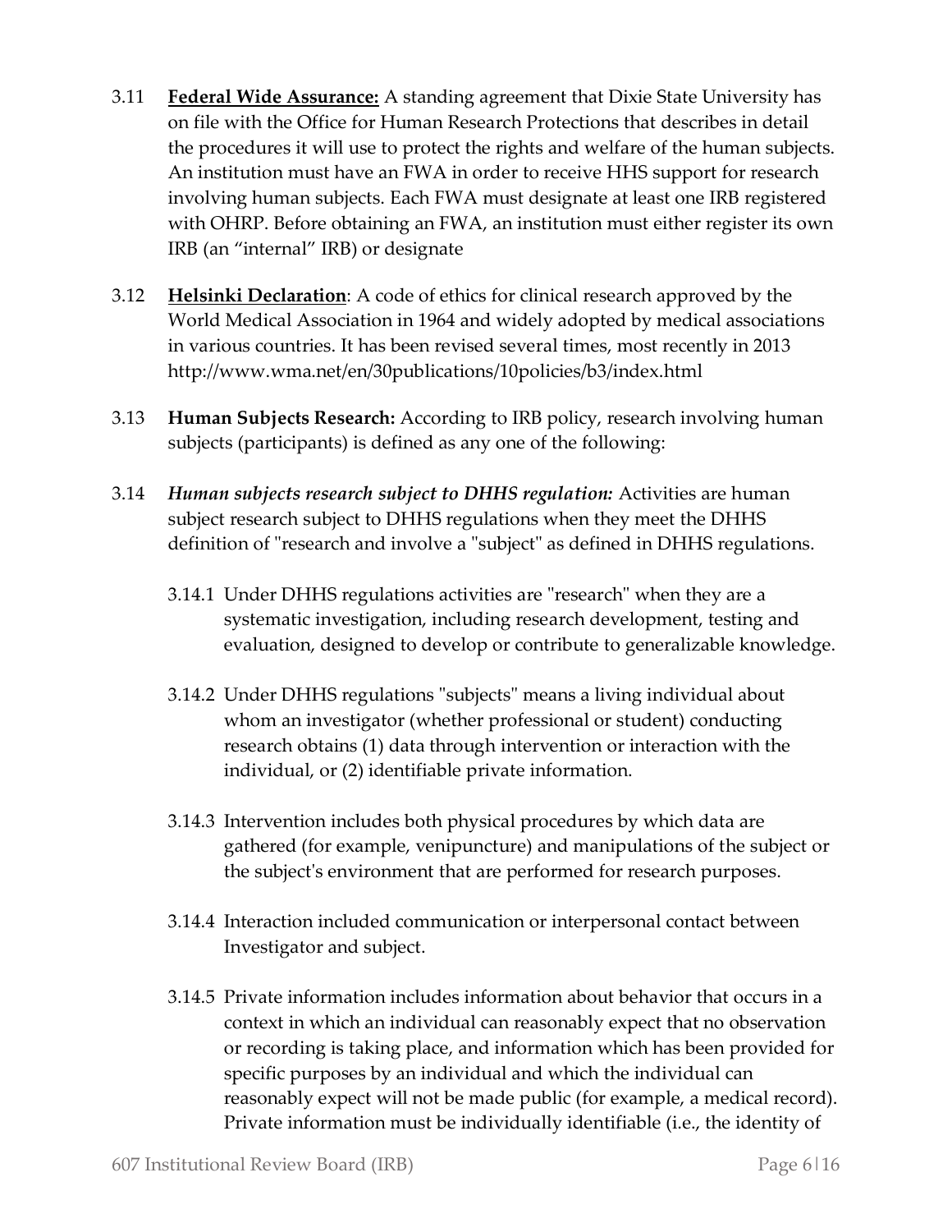3.11 **Federal Wide Assurance:** A standing agreement that Dixie State University has on file with the Office for Human Research Protections that describes in detail the procedures it will use to protect the rights and welfare of the human subjects. An institution must have an FWA in order to receive HHS support for research involving human subjects. Each FWA must designate at least one IRB registered with OHRP. Before obtaining an FWA, an institution must either register its own IRB (an "internal" IRB) or designate

3.12 **Helsinki Declaration**: A code of ethics for clinical research approved by the World Medical Association in 1964 and widely adopted by medical associations in various countries. It has been revised several times, most recently in 2013 http://www.wma.net/en/30publications/10policies/b3/index.html

3.13 **Human Subjects Research:** According to IRB policy, research involving human subjects (participants) is defined as any one of the following:

3.14 ***Human subjects research subject to DHHS regulation:*** Activities are human subject research subject to DHHS regulations when they meet the DHHS definition of "research and involve a "subject" as defined in DHHS regulations.

3.14.1 Under DHHS regulations activities are "research" when they are a systematic investigation, including research development, testing and evaluation, designed to develop or contribute to generalizable knowledge.

3.14.2 Under DHHS regulations "subjects" means a living individual about whom an investigator (whether professional or student) conducting research obtains (1) data through intervention or interaction with the individual, or (2) identifiable private information.

3.14.3 Intervention includes both physical procedures by which data are gathered (for example, venipuncture) and manipulations of the subject or the subject's environment that are performed for research purposes.

3.14.4 Interaction included communication or interpersonal contact between Investigator and subject.

3.14.5 Private information includes information about behavior that occurs in a context in which an individual can reasonably expect that no observation or recording is taking place, and information which has been provided for specific purposes by an individual and which the individual can reasonably expect will not be made public (for example, a medical record). Private information must be individually identifiable (i.e., the identity of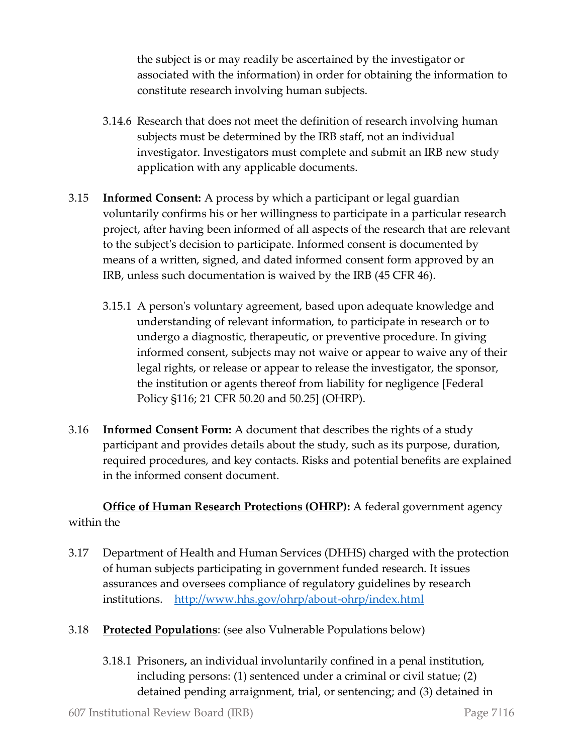the subject is or may readily be ascertained by the investigator or associated with the information) in order for obtaining the information to constitute research involving human subjects.

3.14.6 Research that does not meet the definition of research involving human subjects must be determined by the IRB staff, not an individual investigator. Investigators must complete and submit an IRB new study application with any applicable documents.

3.15 **Informed Consent:** A process by which a participant or legal guardian voluntarily confirms his or her willingness to participate in a particular research project, after having been informed of all aspects of the research that are relevant to the subject's decision to participate. Informed consent is documented by means of a written, signed, and dated informed consent form approved by an IRB, unless such documentation is waived by the IRB (45 CFR 46).

3.15.1 A person's voluntary agreement, based upon adequate knowledge and understanding of relevant information, to participate in research or to undergo a diagnostic, therapeutic, or preventive procedure. In giving informed consent, subjects may not waive or appear to waive any of their legal rights, or release or appear to release the investigator, the sponsor, the institution or agents thereof from liability for negligence [Federal Policy §116; 21 CFR 50.20 and 50.25] (OHRP).

3.16 **Informed Consent Form:** A document that describes the rights of a study participant and provides details about the study, such as its purpose, duration, required procedures, and key contacts. Risks and potential benefits are explained in the informed consent document.

**<u>Office of Human Research Protections (OHRP)</u>:** A federal government agency within the

3.17 Department of Health and Human Services (DHHS) charged with the protection of human subjects participating in government funded research. It issues assurances and oversees compliance of regulatory guidelines by research institutions. http://www.hhs.gov/ohrp/about-ohrp/index.html

3.18 **<u>Protected Populations</u>**: (see also Vulnerable Populations below)

3.18.1 Prisoners**,** an individual involuntarily confined in a penal institution, including persons: (1) sentenced under a criminal or civil statue; (2) detained pending arraignment, trial, or sentencing; and (3) detained in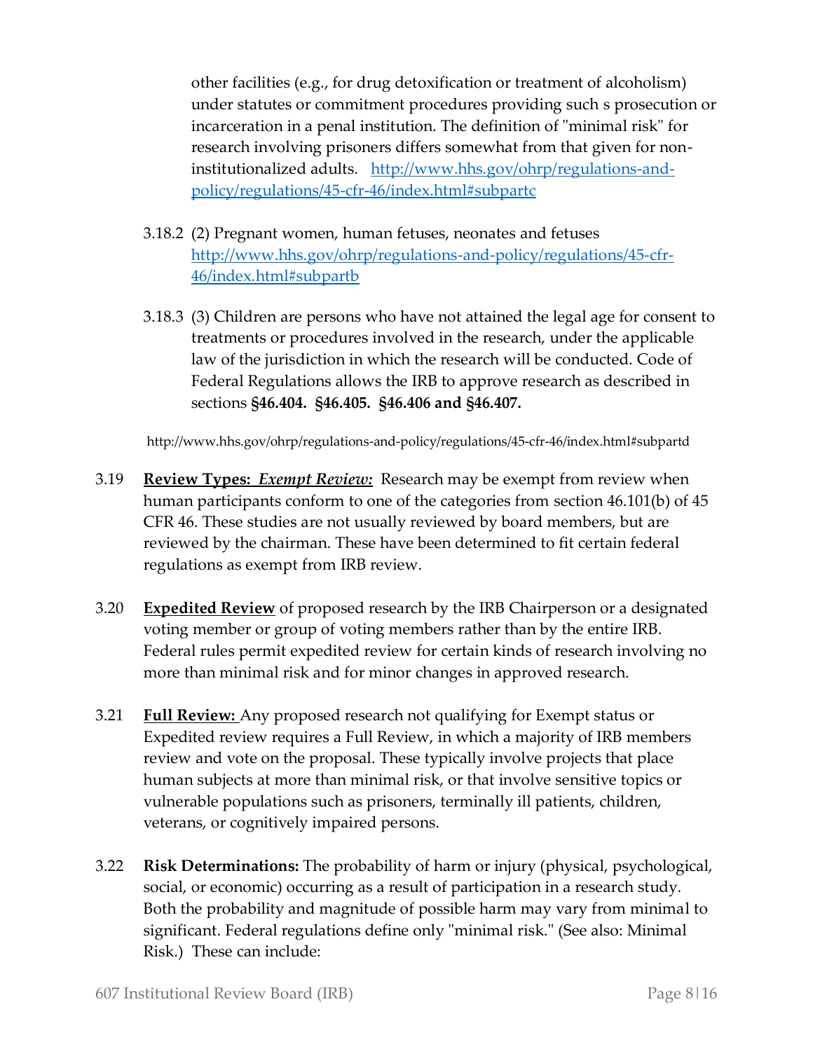other facilities (e.g., for drug detoxification or treatment of alcoholism) under statutes or commitment procedures providing such s prosecution or incarceration in a penal institution. The definition of "minimal risk" for research involving prisoners differs somewhat from that given for non-institutionalized adults. [http://www.hhs.gov/ohrp/regulations-and-policy/regulations/45-cfr-46/index.html#subpartc](http://www.hhs.gov/ohrp/regulations-and-policy/regulations/45-cfr-46/index.html#subpartc)

3.18.2 (2) Pregnant women, human fetuses, neonates and fetuses [http://www.hhs.gov/ohrp/regulations-and-policy/regulations/45-cfr-46/index.html#subpartb](http://www.hhs.gov/ohrp/regulations-and-policy/regulations/45-cfr-46/index.html#subpartb)

3.18.3 (3) Children are persons who have not attained the legal age for consent to treatments or procedures involved in the research, under the applicable law of the jurisdiction in which the research will be conducted. Code of Federal Regulations allows the IRB to approve research as described in sections **§46.404. §46.405. §46.406 and §46.407.**

http://www.hhs.gov/ohrp/regulations-and-policy/regulations/45-cfr-46/index.html#subpartd

3.19 **Review Types:** ***Exempt Review:*** Research may be exempt from review when human participants conform to one of the categories from section 46.101(b) of 45 CFR 46. These studies are not usually reviewed by board members, but are reviewed by the chairman. These have been determined to fit certain federal regulations as exempt from IRB review.

3.20 **Expedited Review** of proposed research by the IRB Chairperson or a designated voting member or group of voting members rather than by the entire IRB. Federal rules permit expedited review for certain kinds of research involving no more than minimal risk and for minor changes in approved research.

3.21 **Full Review:** Any proposed research not qualifying for Exempt status or Expedited review requires a Full Review, in which a majority of IRB members review and vote on the proposal. These typically involve projects that place human subjects at more than minimal risk, or that involve sensitive topics or vulnerable populations such as prisoners, terminally ill patients, children, veterans, or cognitively impaired persons.

3.22 **Risk Determinations:** The probability of harm or injury (physical, psychological, social, or economic) occurring as a result of participation in a research study. Both the probability and magnitude of possible harm may vary from minimal to significant. Federal regulations define only "minimal risk." (See also: Minimal Risk.) These can include: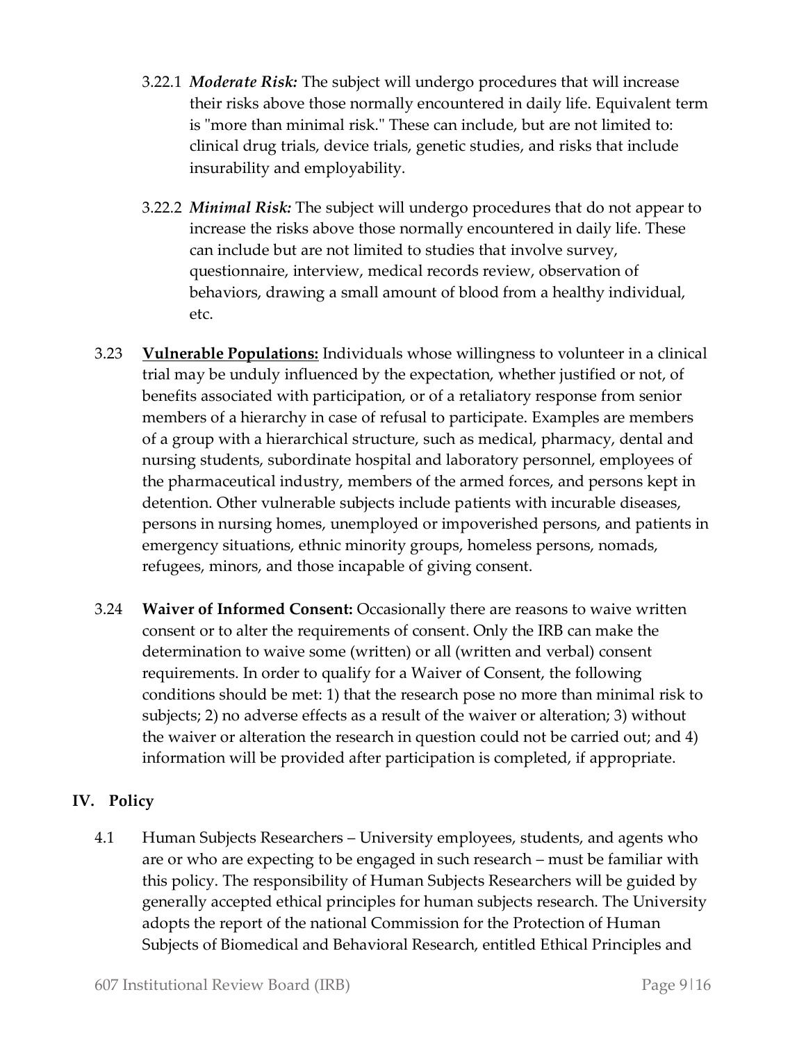3.22.1 ***Moderate Risk:*** The subject will undergo procedures that will increase their risks above those normally encountered in daily life. Equivalent term is "more than minimal risk." These can include, but are not limited to: clinical drug trials, device trials, genetic studies, and risks that include insurability and employability.

3.22.2 ***Minimal Risk:*** The subject will undergo procedures that do not appear to increase the risks above those normally encountered in daily life. These can include but are not limited to studies that involve survey, questionnaire, interview, medical records review, observation of behaviors, drawing a small amount of blood from a healthy individual, etc.

3.23 **Vulnerable Populations:** Individuals whose willingness to volunteer in a clinical trial may be unduly influenced by the expectation, whether justified or not, of benefits associated with participation, or of a retaliatory response from senior members of a hierarchy in case of refusal to participate. Examples are members of a group with a hierarchical structure, such as medical, pharmacy, dental and nursing students, subordinate hospital and laboratory personnel, employees of the pharmaceutical industry, members of the armed forces, and persons kept in detention. Other vulnerable subjects include patients with incurable diseases, persons in nursing homes, unemployed or impoverished persons, and patients in emergency situations, ethnic minority groups, homeless persons, nomads, refugees, minors, and those incapable of giving consent.

3.24 **Waiver of Informed Consent:** Occasionally there are reasons to waive written consent or to alter the requirements of consent. Only the IRB can make the determination to waive some (written) or all (written and verbal) consent requirements. In order to qualify for a Waiver of Consent, the following conditions should be met: 1) that the research pose no more than minimal risk to subjects; 2) no adverse effects as a result of the waiver or alteration; 3) without the waiver or alteration the research in question could not be carried out; and 4) information will be provided after participation is completed, if appropriate.

## IV. Policy

4.1 Human Subjects Researchers – University employees, students, and agents who are or who are expecting to be engaged in such research – must be familiar with this policy. The responsibility of Human Subjects Researchers will be guided by generally accepted ethical principles for human subjects research. The University adopts the report of the national Commission for the Protection of Human Subjects of Biomedical and Behavioral Research, entitled Ethical Principles and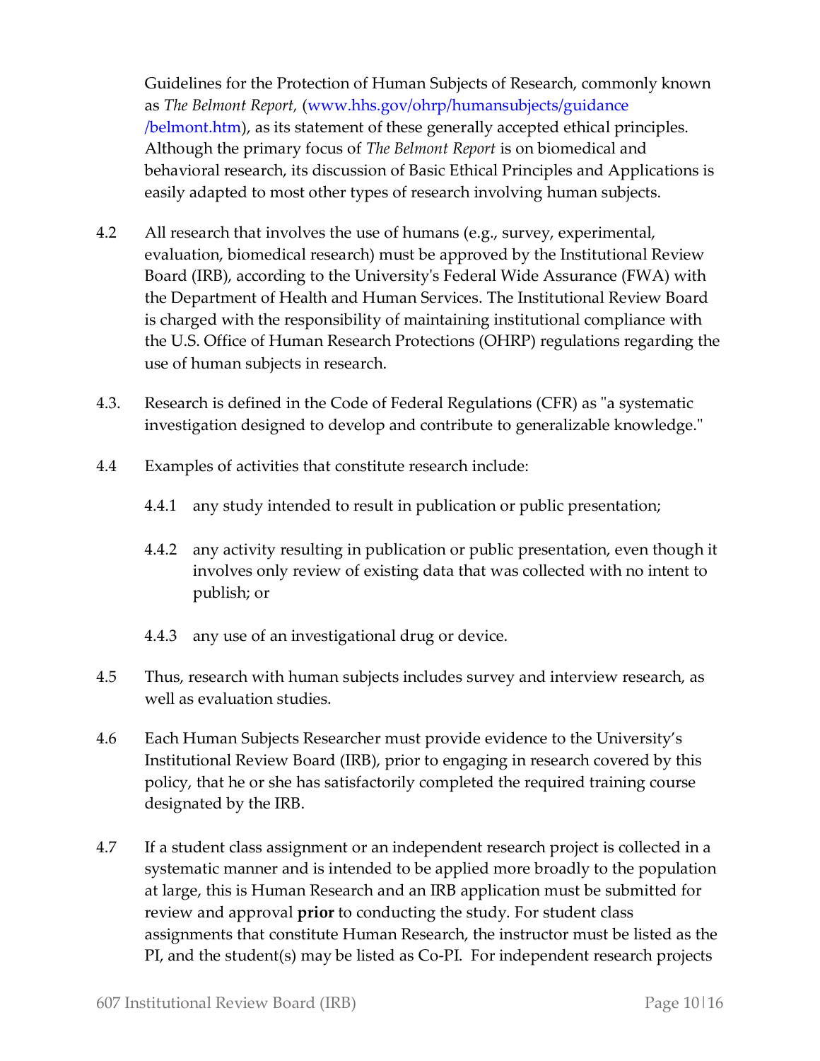Guidelines for the Protection of Human Subjects of Research, commonly known as *The Belmont Report,* (www.hhs.gov/ohrp/humansubjects/guidance/belmont.htm), as its statement of these generally accepted ethical principles. Although the primary focus of *The Belmont Report* is on biomedical and behavioral research, its discussion of Basic Ethical Principles and Applications is easily adapted to most other types of research involving human subjects.

4.2 All research that involves the use of humans (e.g., survey, experimental, evaluation, biomedical research) must be approved by the Institutional Review Board (IRB), according to the University's Federal Wide Assurance (FWA) with the Department of Health and Human Services. The Institutional Review Board is charged with the responsibility of maintaining institutional compliance with the U.S. Office of Human Research Protections (OHRP) regulations regarding the use of human subjects in research.

4.3. Research is defined in the Code of Federal Regulations (CFR) as "a systematic investigation designed to develop and contribute to generalizable knowledge."

4.4 Examples of activities that constitute research include:

- 4.4.1 any study intended to result in publication or public presentation;
- 4.4.2 any activity resulting in publication or public presentation, even though it involves only review of existing data that was collected with no intent to publish; or
- 4.4.3 any use of an investigational drug or device.

4.5 Thus, research with human subjects includes survey and interview research, as well as evaluation studies.

4.6 Each Human Subjects Researcher must provide evidence to the University's Institutional Review Board (IRB), prior to engaging in research covered by this policy, that he or she has satisfactorily completed the required training course designated by the IRB.

4.7 If a student class assignment or an independent research project is collected in a systematic manner and is intended to be applied more broadly to the population at large, this is Human Research and an IRB application must be submitted for review and approval **prior** to conducting the study. For student class assignments that constitute Human Research, the instructor must be listed as the PI, and the student(s) may be listed as Co-PI. For independent research projects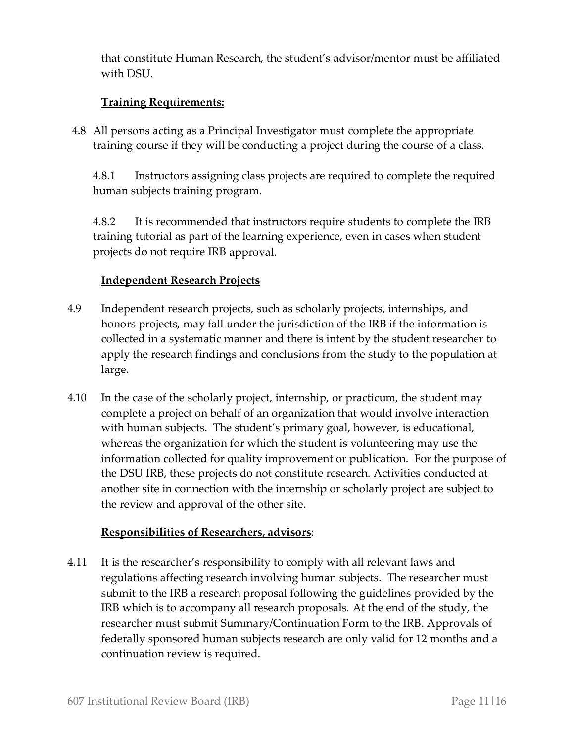that constitute Human Research, the student's advisor/mentor must be affiliated with DSU.

**Training Requirements:**

4.8 All persons acting as a Principal Investigator must complete the appropriate training course if they will be conducting a project during the course of a class.

4.8.1 Instructors assigning class projects are required to complete the required human subjects training program.

4.8.2 It is recommended that instructors require students to complete the IRB training tutorial as part of the learning experience, even in cases when student projects do not require IRB approval.

**Independent Research Projects**

4.9 Independent research projects, such as scholarly projects, internships, and honors projects, may fall under the jurisdiction of the IRB if the information is collected in a systematic manner and there is intent by the student researcher to apply the research findings and conclusions from the study to the population at large.

4.10 In the case of the scholarly project, internship, or practicum, the student may complete a project on behalf of an organization that would involve interaction with human subjects. The student's primary goal, however, is educational, whereas the organization for which the student is volunteering may use the information collected for quality improvement or publication. For the purpose of the DSU IRB, these projects do not constitute research. Activities conducted at another site in connection with the internship or scholarly project are subject to the review and approval of the other site.

**Responsibilities of Researchers, advisors**:

4.11 It is the researcher's responsibility to comply with all relevant laws and regulations affecting research involving human subjects. The researcher must submit to the IRB a research proposal following the guidelines provided by the IRB which is to accompany all research proposals. At the end of the study, the researcher must submit Summary/Continuation Form to the IRB. Approvals of federally sponsored human subjects research are only valid for 12 months and a continuation review is required.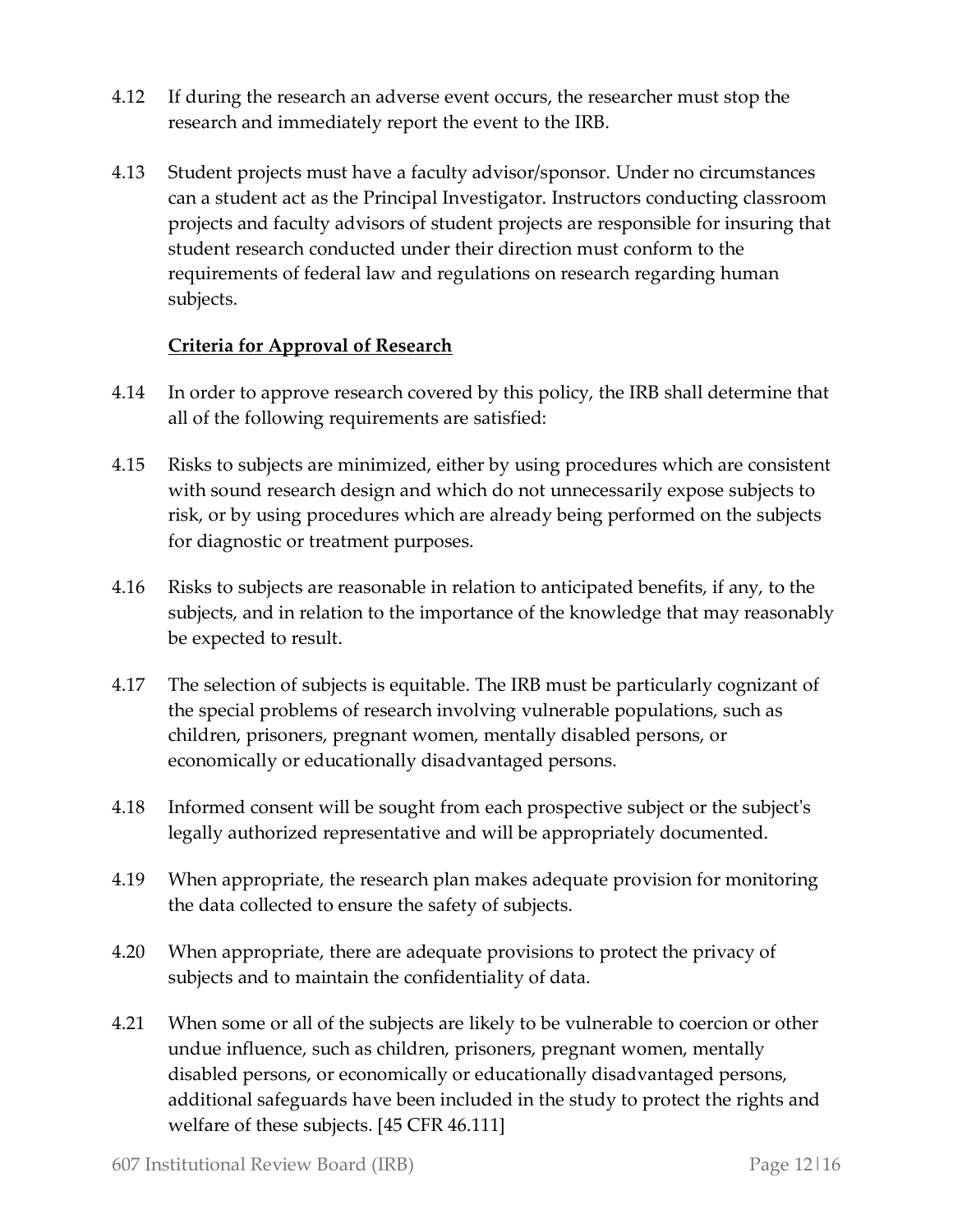4.12 If during the research an adverse event occurs, the researcher must stop the research and immediately report the event to the IRB.

4.13 Student projects must have a faculty advisor/sponsor. Under no circumstances can a student act as the Principal Investigator. Instructors conducting classroom projects and faculty advisors of student projects are responsible for insuring that student research conducted under their direction must conform to the requirements of federal law and regulations on research regarding human subjects.

**Criteria for Approval of Research**

4.14 In order to approve research covered by this policy, the IRB shall determine that all of the following requirements are satisfied:

4.15 Risks to subjects are minimized, either by using procedures which are consistent with sound research design and which do not unnecessarily expose subjects to risk, or by using procedures which are already being performed on the subjects for diagnostic or treatment purposes.

4.16 Risks to subjects are reasonable in relation to anticipated benefits, if any, to the subjects, and in relation to the importance of the knowledge that may reasonably be expected to result.

4.17 The selection of subjects is equitable. The IRB must be particularly cognizant of the special problems of research involving vulnerable populations, such as children, prisoners, pregnant women, mentally disabled persons, or economically or educationally disadvantaged persons.

4.18 Informed consent will be sought from each prospective subject or the subject's legally authorized representative and will be appropriately documented.

4.19 When appropriate, the research plan makes adequate provision for monitoring the data collected to ensure the safety of subjects.

4.20 When appropriate, there are adequate provisions to protect the privacy of subjects and to maintain the confidentiality of data.

4.21 When some or all of the subjects are likely to be vulnerable to coercion or other undue influence, such as children, prisoners, pregnant women, mentally disabled persons, or economically or educationally disadvantaged persons, additional safeguards have been included in the study to protect the rights and welfare of these subjects. [45 CFR 46.111]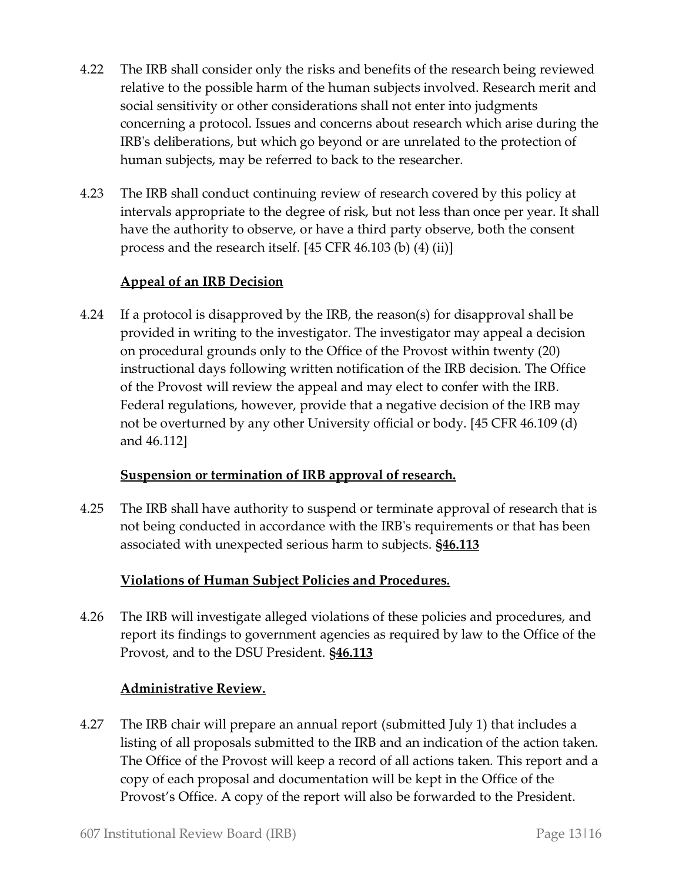4.22 The IRB shall consider only the risks and benefits of the research being reviewed relative to the possible harm of the human subjects involved. Research merit and social sensitivity or other considerations shall not enter into judgments concerning a protocol. Issues and concerns about research which arise during the IRB's deliberations, but which go beyond or are unrelated to the protection of human subjects, may be referred to back to the researcher.

4.23 The IRB shall conduct continuing review of research covered by this policy at intervals appropriate to the degree of risk, but not less than once per year. It shall have the authority to observe, or have a third party observe, both the consent process and the research itself. [45 CFR 46.103 (b) (4) (ii)]

**Appeal of an IRB Decision**

4.24 If a protocol is disapproved by the IRB, the reason(s) for disapproval shall be provided in writing to the investigator. The investigator may appeal a decision on procedural grounds only to the Office of the Provost within twenty (20) instructional days following written notification of the IRB decision. The Office of the Provost will review the appeal and may elect to confer with the IRB. Federal regulations, however, provide that a negative decision of the IRB may not be overturned by any other University official or body. [45 CFR 46.109 (d) and 46.112]

**Suspension or termination of IRB approval of research.**

4.25 The IRB shall have authority to suspend or terminate approval of research that is not being conducted in accordance with the IRB's requirements or that has been associated with unexpected serious harm to subjects. **§46.113**

**Violations of Human Subject Policies and Procedures.**

4.26 The IRB will investigate alleged violations of these policies and procedures, and report its findings to government agencies as required by law to the Office of the Provost, and to the DSU President. **§46.113**

**Administrative Review.**

4.27 The IRB chair will prepare an annual report (submitted July 1) that includes a listing of all proposals submitted to the IRB and an indication of the action taken. The Office of the Provost will keep a record of all actions taken. This report and a copy of each proposal and documentation will be kept in the Office of the Provost's Office. A copy of the report will also be forwarded to the President.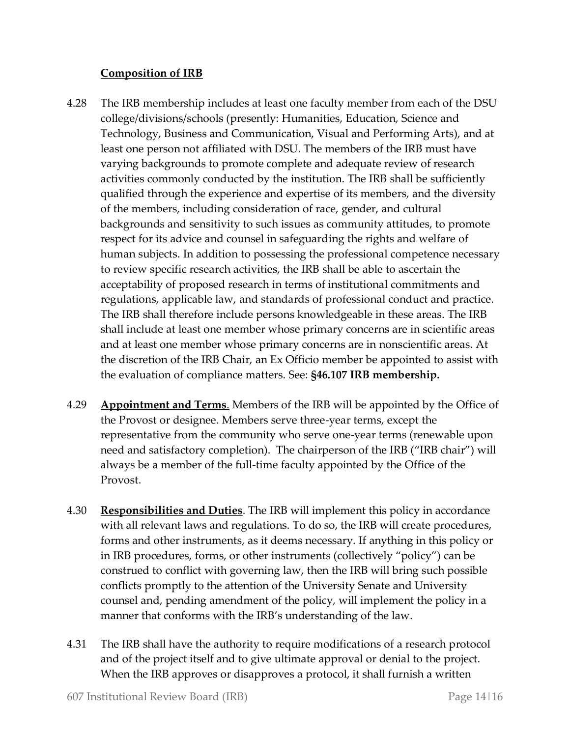**Composition of IRB**

4.28 The IRB membership includes at least one faculty member from each of the DSU college/divisions/schools (presently: Humanities, Education, Science and Technology, Business and Communication, Visual and Performing Arts), and at least one person not affiliated with DSU. The members of the IRB must have varying backgrounds to promote complete and adequate review of research activities commonly conducted by the institution. The IRB shall be sufficiently qualified through the experience and expertise of its members, and the diversity of the members, including consideration of race, gender, and cultural backgrounds and sensitivity to such issues as community attitudes, to promote respect for its advice and counsel in safeguarding the rights and welfare of human subjects. In addition to possessing the professional competence necessary to review specific research activities, the IRB shall be able to ascertain the acceptability of proposed research in terms of institutional commitments and regulations, applicable law, and standards of professional conduct and practice. The IRB shall therefore include persons knowledgeable in these areas. The IRB shall include at least one member whose primary concerns are in scientific areas and at least one member whose primary concerns are in nonscientific areas. At the discretion of the IRB Chair, an Ex Officio member be appointed to assist with the evaluation of compliance matters. See: **§46.107 IRB membership.**

4.29 **Appointment and Terms**. Members of the IRB will be appointed by the Office of the Provost or designee. Members serve three-year terms, except the representative from the community who serve one-year terms (renewable upon need and satisfactory completion). The chairperson of the IRB ("IRB chair") will always be a member of the full-time faculty appointed by the Office of the Provost.

4.30 **Responsibilities and Duties**. The IRB will implement this policy in accordance with all relevant laws and regulations. To do so, the IRB will create procedures, forms and other instruments, as it deems necessary. If anything in this policy or in IRB procedures, forms, or other instruments (collectively "policy") can be construed to conflict with governing law, then the IRB will bring such possible conflicts promptly to the attention of the University Senate and University counsel and, pending amendment of the policy, will implement the policy in a manner that conforms with the IRB's understanding of the law.

4.31 The IRB shall have the authority to require modifications of a research protocol and of the project itself and to give ultimate approval or denial to the project. When the IRB approves or disapproves a protocol, it shall furnish a written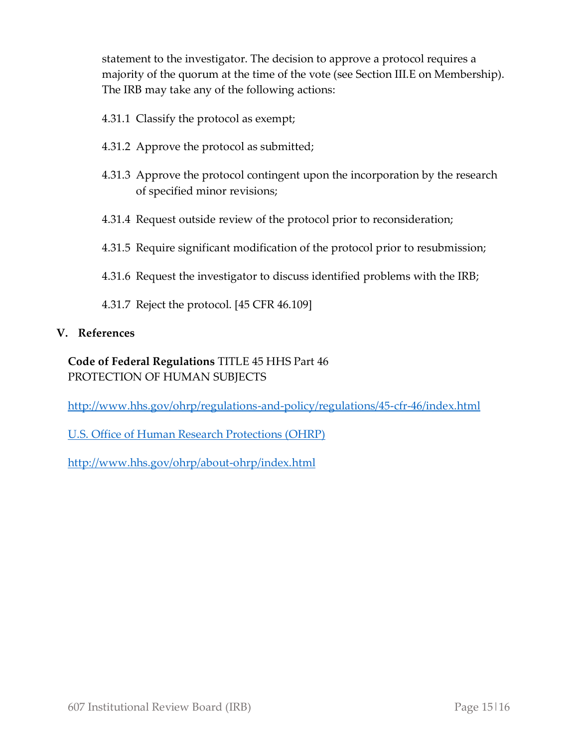statement to the investigator. The decision to approve a protocol requires a majority of the quorum at the time of the vote (see Section III.E on Membership). The IRB may take any of the following actions:

4.31.1 Classify the protocol as exempt;

4.31.2 Approve the protocol as submitted;

4.31.3 Approve the protocol contingent upon the incorporation by the research of specified minor revisions;

4.31.4 Request outside review of the protocol prior to reconsideration;

4.31.5 Require significant modification of the protocol prior to resubmission;

4.31.6 Request the investigator to discuss identified problems with the IRB;

4.31.7 Reject the protocol. [45 CFR 46.109]

## V. References

**Code of Federal Regulations** TITLE 45 HHS Part 46
PROTECTION OF HUMAN SUBJECTS

http://www.hhs.gov/ohrp/regulations-and-policy/regulations/45-cfr-46/index.html

U.S. Office of Human Research Protections (OHRP)

http://www.hhs.gov/ohrp/about-ohrp/index.html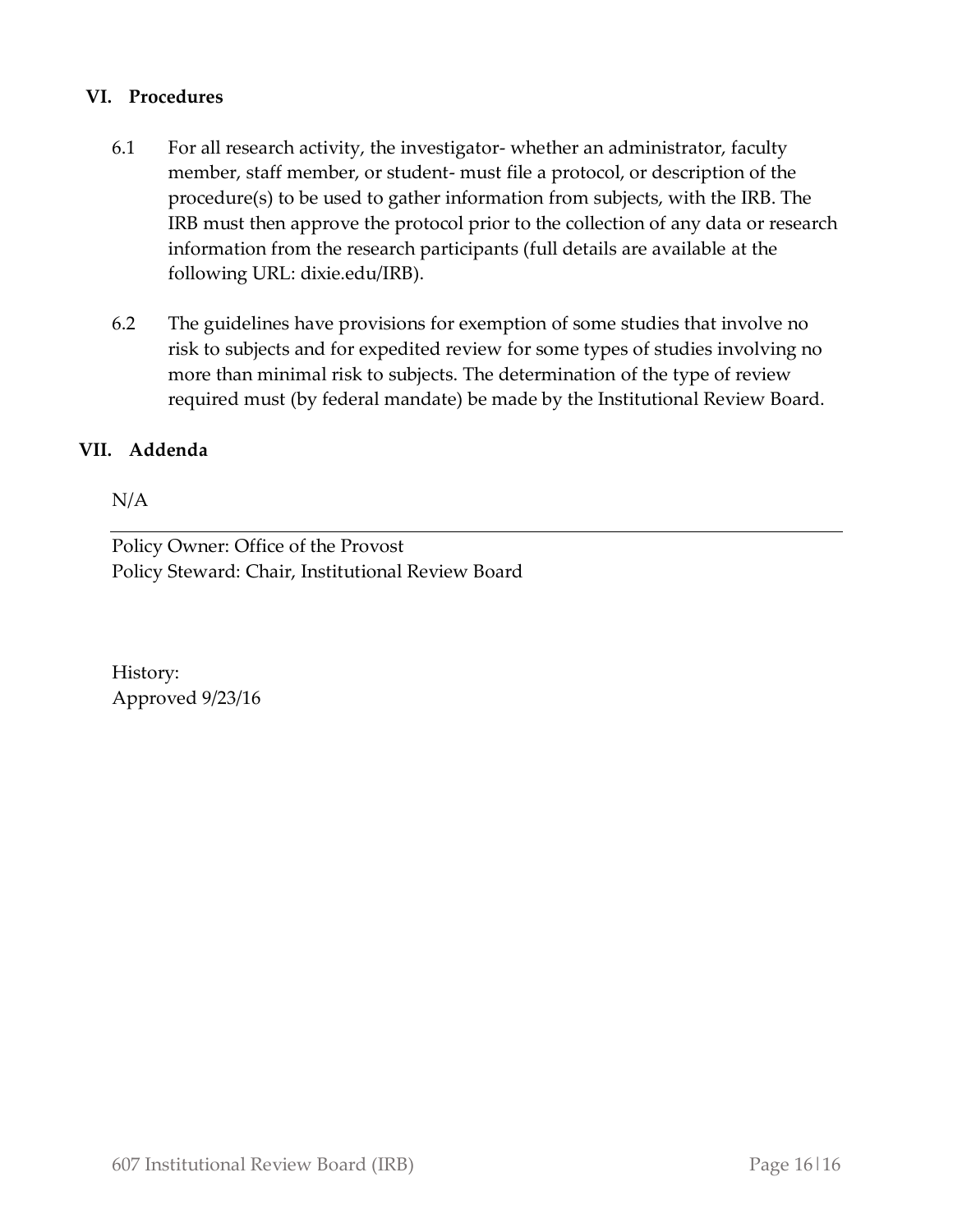## VI. Procedures

6.1 For all research activity, the investigator- whether an administrator, faculty member, staff member, or student- must file a protocol, or description of the procedure(s) to be used to gather information from subjects, with the IRB. The IRB must then approve the protocol prior to the collection of any data or research information from the research participants (full details are available at the following URL: dixie.edu/IRB).

6.2 The guidelines have provisions for exemption of some studies that involve no risk to subjects and for expedited review for some types of studies involving no more than minimal risk to subjects. The determination of the type of review required must (by federal mandate) be made by the Institutional Review Board.

## VII. Addenda

N/A

---

Policy Owner: Office of the Provost
Policy Steward: Chair, Institutional Review Board

History:
Approved 9/23/16